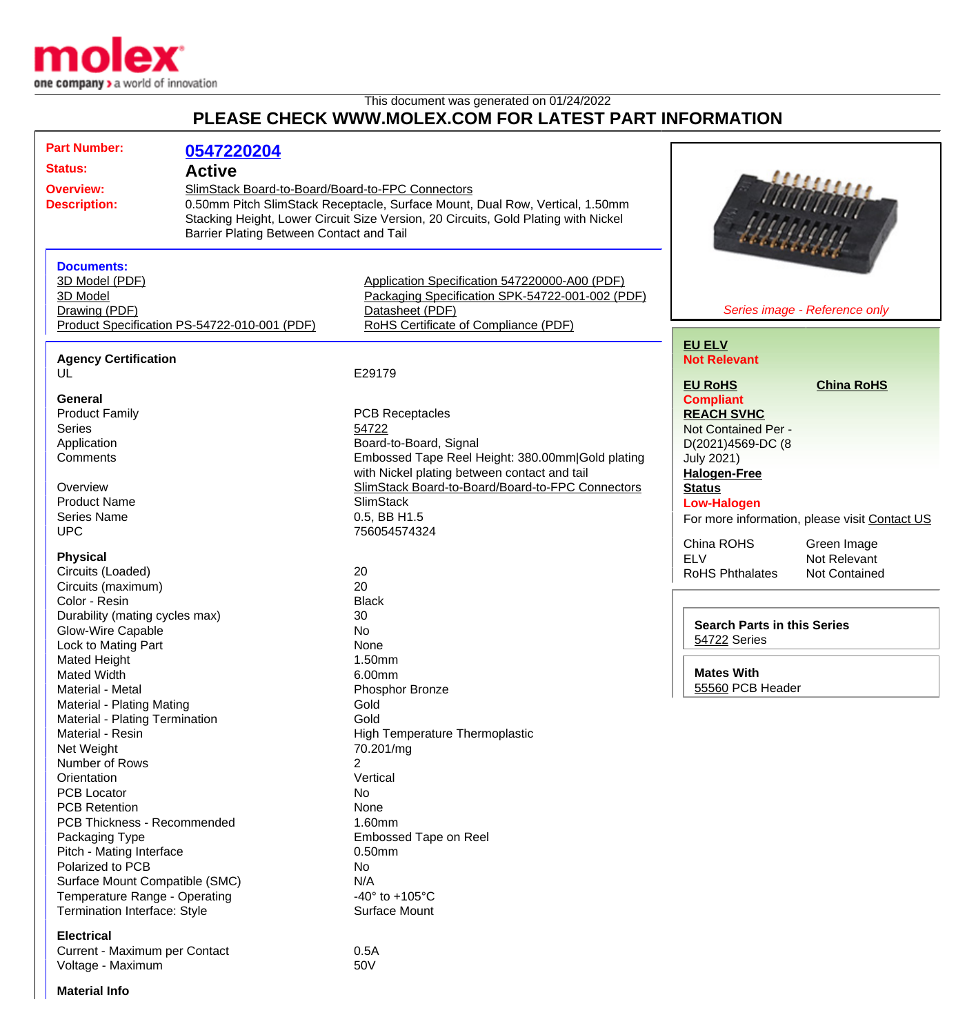This document was generated on 01/24/2022

## PLEASE CHECK WWW.MOLEX.COM FOR LATEST PART INFORMATION

| | |
|---|---|
| **Part Number:** | **0547220204** |
| **Status:** | **Active** |
| **Overview:** | SlimStack Board-to-Board/Board-to-FPC Connectors |
| **Description:** | 0.50mm Pitch SlimStack Receptacle, Surface Mount, Dual Row, Vertical, 1.50mm Stacking Height, Lower Circuit Size Version, 20 Circuits, Gold Plating with Nickel Barrier Plating Between Contact and Tail |

*Series image - Reference only*

**Documents:**

- 3D Model (PDF)
- 3D Model
- Drawing (PDF)
- Product Specification PS-54722-010-001 (PDF)
- Application Specification 547220000-A00 (PDF)
- Packaging Specification SPK-54722-001-002 (PDF)
- Datasheet (PDF)
- RoHS Certificate of Compliance (PDF)

**Agency Certification**

| | |
|---|---|
| UL | E29179 |

**General**

| | |
|---|---|
| Product Family | PCB Receptacles |
| Series | 54722 |
| Application | Board-to-Board, Signal |
| Comments | Embossed Tape Reel Height: 380.00mm\|Gold plating with Nickel plating between contact and tail |
| Overview | SlimStack Board-to-Board/Board-to-FPC Connectors |
| Product Name | SlimStack |
| Series Name | 0.5, BB H1.5 |
| UPC | 756054574324 |

**Physical**

| | |
|---|---|
| Circuits (Loaded) | 20 |
| Circuits (maximum) | 20 |
| Color - Resin | Black |
| Durability (mating cycles max) | 30 |
| Glow-Wire Capable | No |
| Lock to Mating Part | None |
| Mated Height | 1.50mm |
| Mated Width | 6.00mm |
| Material - Metal | Phosphor Bronze |
| Material - Plating Mating | Gold |
| Material - Plating Termination | Gold |
| Material - Resin | High Temperature Thermoplastic |
| Net Weight | 70.201/mg |
| Number of Rows | 2 |
| Orientation | Vertical |
| PCB Locator | No |
| PCB Retention | None |
| PCB Thickness - Recommended | 1.60mm |
| Packaging Type | Embossed Tape on Reel |
| Pitch - Mating Interface | 0.50mm |
| Polarized to PCB | No |
| Surface Mount Compatible (SMC) | N/A |
| Temperature Range - Operating | -40° to +105°C |
| Termination Interface: Style | Surface Mount |

**Electrical**

| | |
|---|---|
| Current - Maximum per Contact | 0.5A |
| Voltage - Maximum | 50V |

**Material Info**

**EU ELV**
**Not Relevant**

**EU RoHS** **China RoHS**
**Compliant**

**REACH SVHC**
Not Contained Per - D(2021)4569-DC (8 July 2021)

**Halogen-Free Status**
**Low-Halogen**

For more information, please visit Contact US

| | |
|---|---|
| China ROHS | Green Image |
| ELV | Not Relevant |
| RoHS Phthalates | Not Contained |

**Search Parts in this Series**
54722 Series

**Mates With**
55560 PCB Header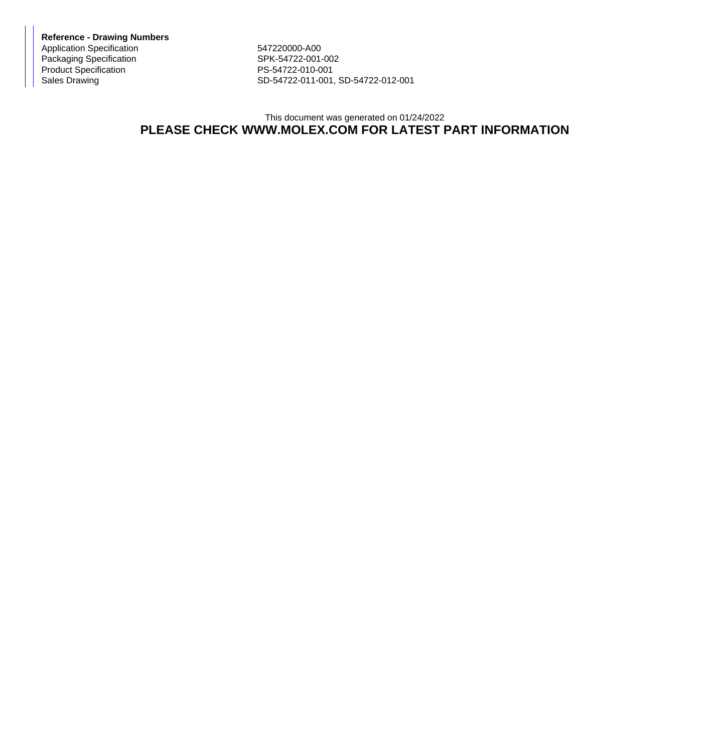**Reference - Drawing Numbers**

| | |
|---|---|
| Application Specification | 547220000-A00 |
| Packaging Specification | SPK-54722-001-002 |
| Product Specification | PS-54722-010-001 |
| Sales Drawing | SD-54722-011-001, SD-54722-012-001 |

This document was generated on 01/24/2022

**PLEASE CHECK WWW.MOLEX.COM FOR LATEST PART INFORMATION**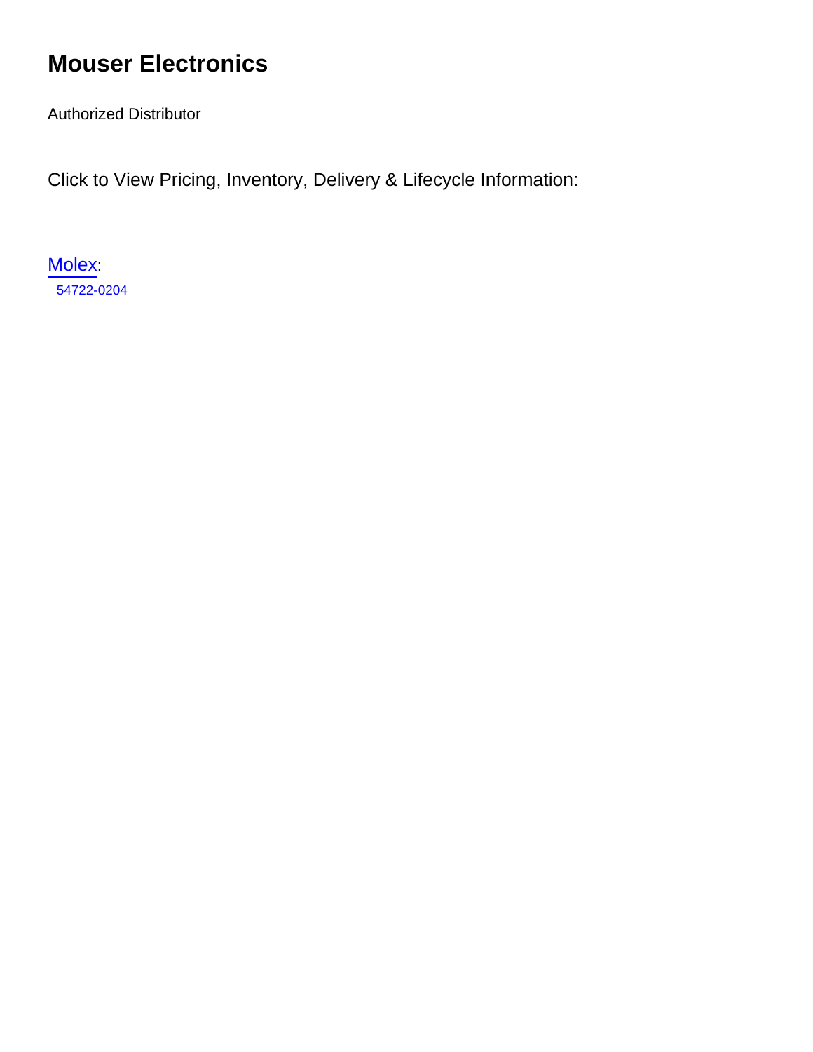# Mouser Electronics

Authorized Distributor

Click to View Pricing, Inventory, Delivery & Lifecycle Information:

Molex:

54722-0204